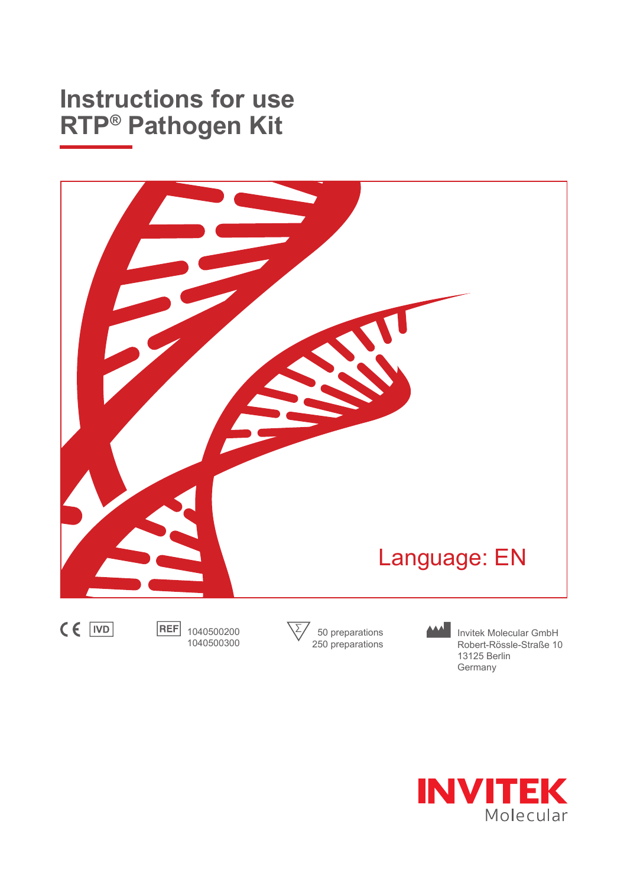# Instructions for use
# RTP® Pathogen Kit

Language: EN

CE IVD

REF 1040500200
1040500300

50 preparations
250 preparations

Invitek Molecular GmbH
Robert-Rössle-Straße 10
13125 Berlin
Germany

INVITEK
Molecular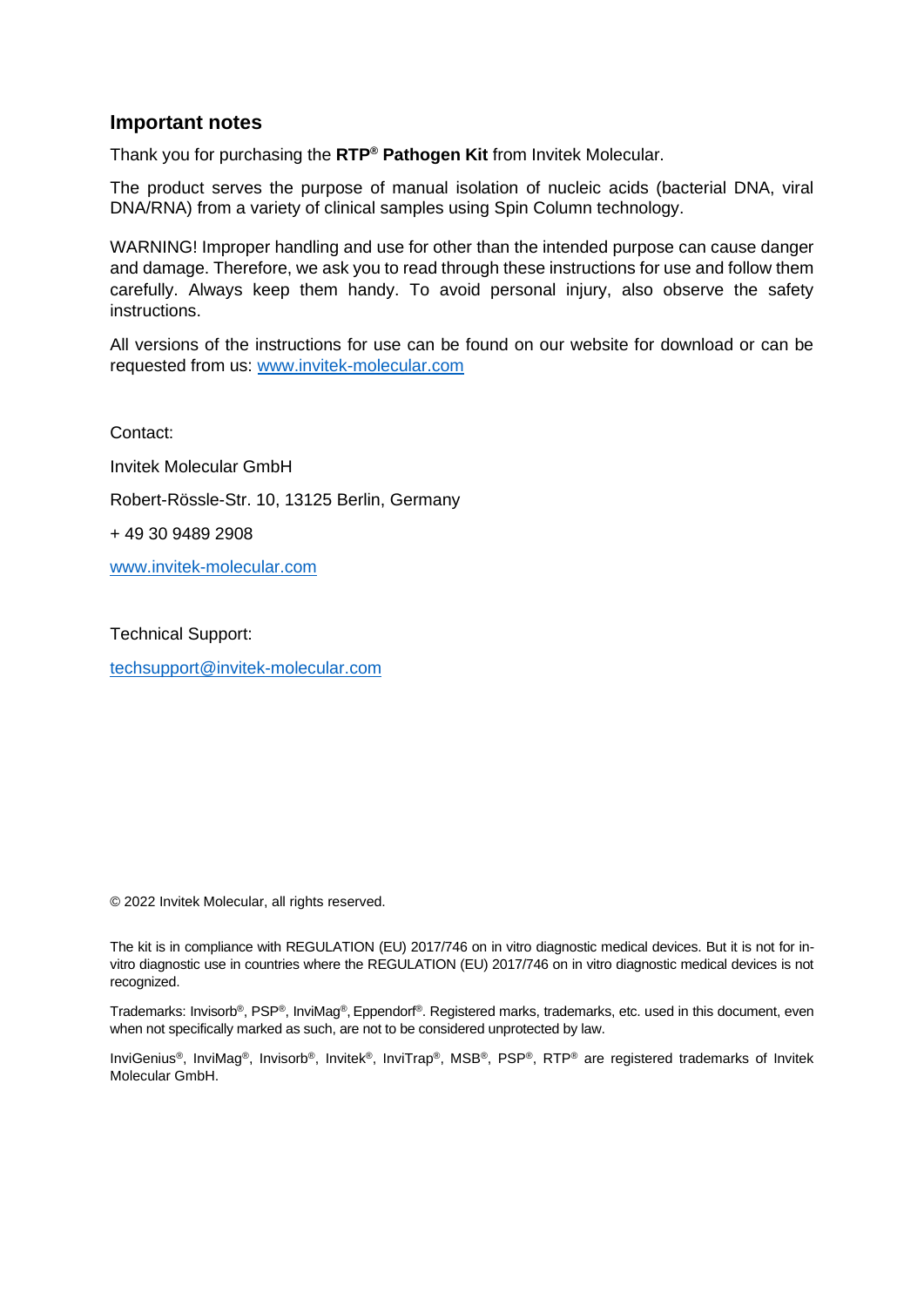## Important notes

Thank you for purchasing the **RTP® Pathogen Kit** from Invitek Molecular.

The product serves the purpose of manual isolation of nucleic acids (bacterial DNA, viral DNA/RNA) from a variety of clinical samples using Spin Column technology.

WARNING! Improper handling and use for other than the intended purpose can cause danger and damage. Therefore, we ask you to read through these instructions for use and follow them carefully. Always keep them handy. To avoid personal injury, also observe the safety instructions.

All versions of the instructions for use can be found on our website for download or can be requested from us: www.invitek-molecular.com

Contact:

Invitek Molecular GmbH

Robert-Rössle-Str. 10, 13125 Berlin, Germany

+ 49 30 9489 2908

www.invitek-molecular.com

Technical Support:

techsupport@invitek-molecular.com

© 2022 Invitek Molecular, all rights reserved.

The kit is in compliance with REGULATION (EU) 2017/746 on in vitro diagnostic medical devices. But it is not for in-vitro diagnostic use in countries where the REGULATION (EU) 2017/746 on in vitro diagnostic medical devices is not recognized.

Trademarks: Invisorb®, PSP®, InviMag®, Eppendorf®. Registered marks, trademarks, etc. used in this document, even when not specifically marked as such, are not to be considered unprotected by law.

InviGenius®, InviMag®, Invisorb®, Invitek®, InviTrap®, MSB®, PSP®, RTP® are registered trademarks of Invitek Molecular GmbH.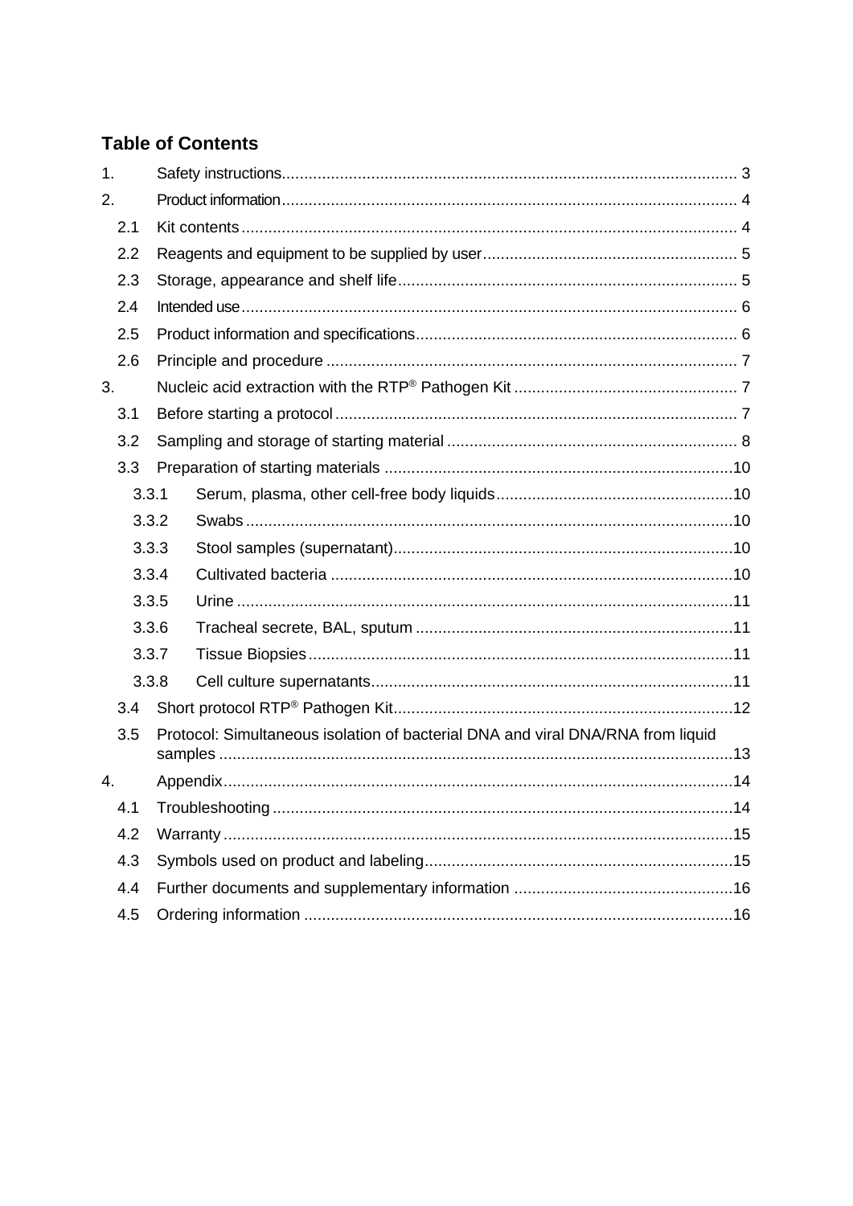## Table of Contents

1. Safety instructions ........ 3
2. Product information ........ 4
   - 2.1 Kit contents ........ 4
   - 2.2 Reagents and equipment to be supplied by user ........ 5
   - 2.3 Storage, appearance and shelf life ........ 5
   - 2.4 Intended use ........ 6
   - 2.5 Product information and specifications ........ 6
   - 2.6 Principle and procedure ........ 7
3. Nucleic acid extraction with the RTP® Pathogen Kit ........ 7
   - 3.1 Before starting a protocol ........ 7
   - 3.2 Sampling and storage of starting material ........ 8
   - 3.3 Preparation of starting materials ........ 10
     - 3.3.1 Serum, plasma, other cell-free body liquids ........ 10
     - 3.3.2 Swabs ........ 10
     - 3.3.3 Stool samples (supernatant) ........ 10
     - 3.3.4 Cultivated bacteria ........ 10
     - 3.3.5 Urine ........ 11
     - 3.3.6 Tracheal secrete, BAL, sputum ........ 11
     - 3.3.7 Tissue Biopsies ........ 11
     - 3.3.8 Cell culture supernatants ........ 11
   - 3.4 Short protocol RTP® Pathogen Kit ........ 12
   - 3.5 Protocol: Simultaneous isolation of bacterial DNA and viral DNA/RNA from liquid samples ........ 13
4. Appendix ........ 14
   - 4.1 Troubleshooting ........ 14
   - 4.2 Warranty ........ 15
   - 4.3 Symbols used on product and labeling ........ 15
   - 4.4 Further documents and supplementary information ........ 16
   - 4.5 Ordering information ........ 16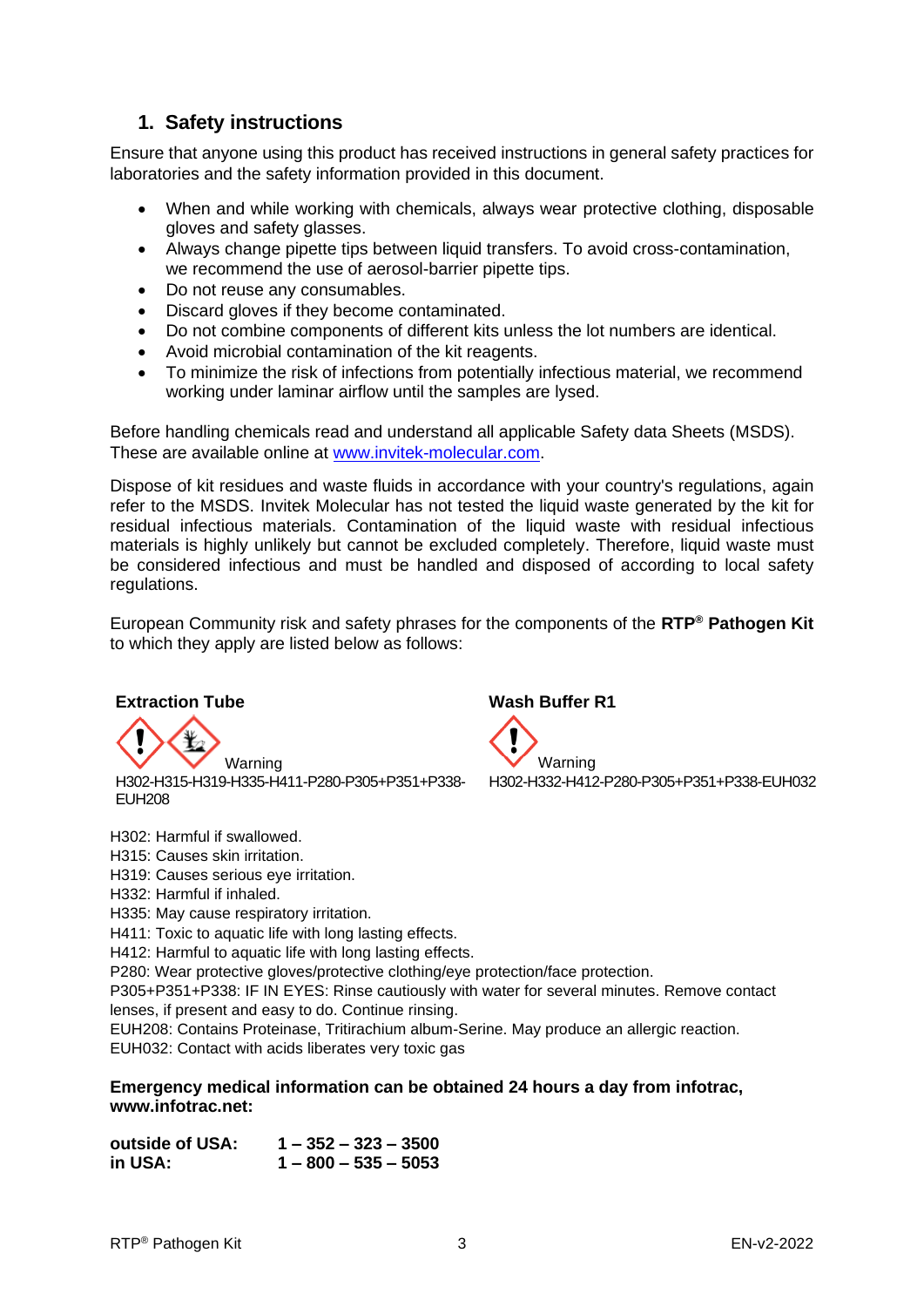## 1. Safety instructions

Ensure that anyone using this product has received instructions in general safety practices for laboratories and the safety information provided in this document.

- When and while working with chemicals, always wear protective clothing, disposable gloves and safety glasses.
- Always change pipette tips between liquid transfers. To avoid cross-contamination, we recommend the use of aerosol-barrier pipette tips.
- Do not reuse any consumables.
- Discard gloves if they become contaminated.
- Do not combine components of different kits unless the lot numbers are identical.
- Avoid microbial contamination of the kit reagents.
- To minimize the risk of infections from potentially infectious material, we recommend working under laminar airflow until the samples are lysed.

Before handling chemicals read and understand all applicable Safety data Sheets (MSDS). These are available online at [www.invitek-molecular.com](www.invitek-molecular.com).

Dispose of kit residues and waste fluids in accordance with your country's regulations, again refer to the MSDS. Invitek Molecular has not tested the liquid waste generated by the kit for residual infectious materials. Contamination of the liquid waste with residual infectious materials is highly unlikely but cannot be excluded completely. Therefore, liquid waste must be considered infectious and must be handled and disposed of according to local safety regulations.

European Community risk and safety phrases for the components of the **RTP® Pathogen Kit** to which they apply are listed below as follows:

**Extraction Tube**

Warning

H302-H315-H319-H335-H411-P280-P305+P351+P338-EUH208

**Wash Buffer R1**

Warning

H302-H332-H412-P280-P305+P351+P338-EUH032

H302: Harmful if swallowed.
H315: Causes skin irritation.
H319: Causes serious eye irritation.
H332: Harmful if inhaled.
H335: May cause respiratory irritation.
H411: Toxic to aquatic life with long lasting effects.
H412: Harmful to aquatic life with long lasting effects.
P280: Wear protective gloves/protective clothing/eye protection/face protection.
P305+P351+P338: IF IN EYES: Rinse cautiously with water for several minutes. Remove contact lenses, if present and easy to do. Continue rinsing.
EUH208: Contains Proteinase, Tritirachium album-Serine. May produce an allergic reaction.
EUH032: Contact with acids liberates very toxic gas

**Emergency medical information can be obtained 24 hours a day from infotrac, www.infotrac.net:**

| | |
|---|---|
| **outside of USA:** | **1 – 352 – 323 – 3500** |
| **in USA:** | **1 – 800 – 535 – 5053** |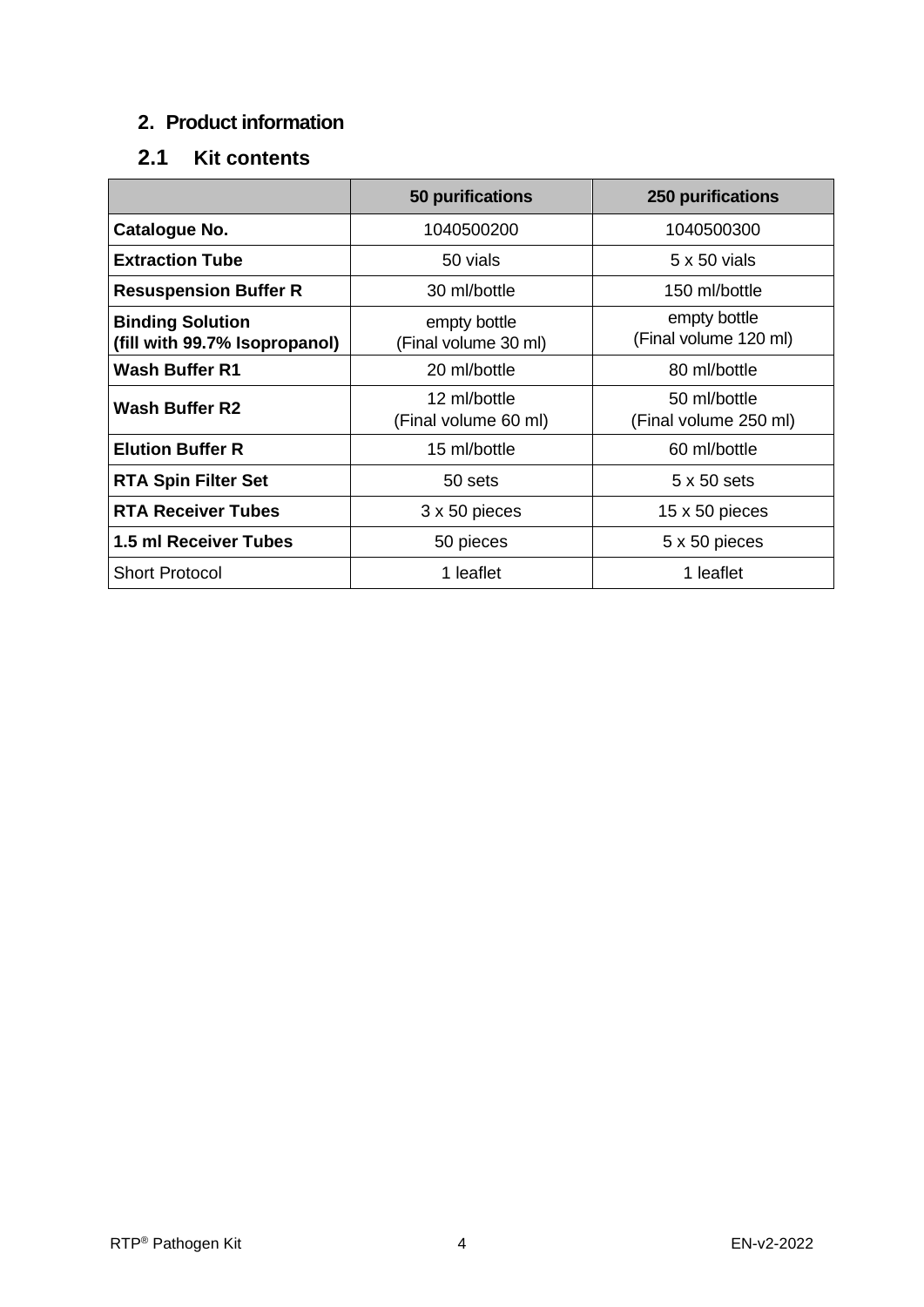## 2. Product information

### 2.1 Kit contents

| | **50 purifications** | **250 purifications** |
|---|---|---|
| **Catalogue No.** | 1040500200 | 1040500300 |
| **Extraction Tube** | 50 vials | 5 x 50 vials |
| **Resuspension Buffer R** | 30 ml/bottle | 150 ml/bottle |
| **Binding Solution (fill with 99.7% Isopropanol)** | empty bottle (Final volume 30 ml) | empty bottle (Final volume 120 ml) |
| **Wash Buffer R1** | 20 ml/bottle | 80 ml/bottle |
| **Wash Buffer R2** | 12 ml/bottle (Final volume 60 ml) | 50 ml/bottle (Final volume 250 ml) |
| **Elution Buffer R** | 15 ml/bottle | 60 ml/bottle |
| **RTA Spin Filter Set** | 50 sets | 5 x 50 sets |
| **RTA Receiver Tubes** | 3 x 50 pieces | 15 x 50 pieces |
| **1.5 ml Receiver Tubes** | 50 pieces | 5 x 50 pieces |
| Short Protocol | 1 leaflet | 1 leaflet |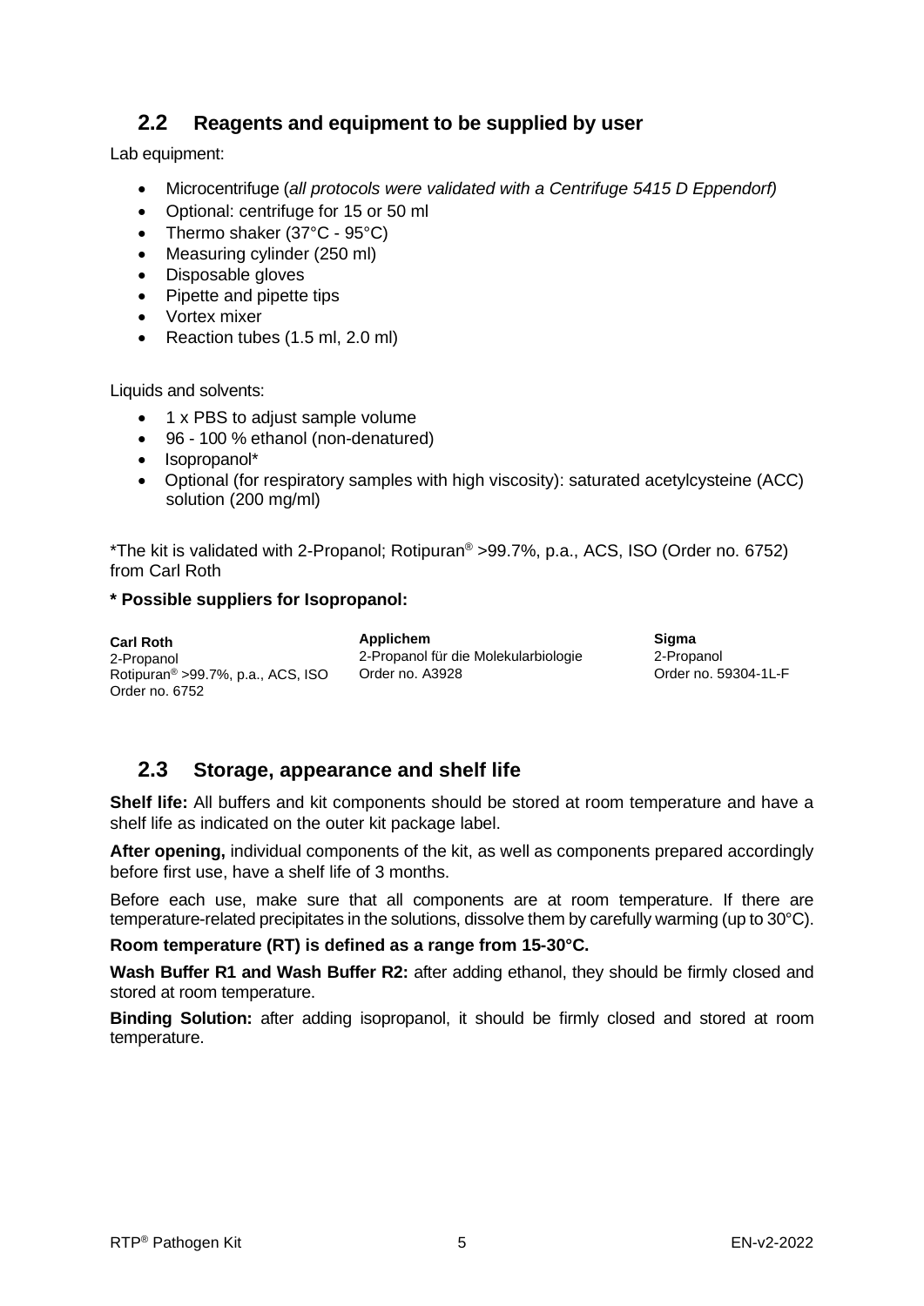## 2.2 Reagents and equipment to be supplied by user

Lab equipment:

- Microcentrifuge (*all protocols were validated with a Centrifuge 5415 D Eppendorf)*
- Optional: centrifuge for 15 or 50 ml
- Thermo shaker (37°C - 95°C)
- Measuring cylinder (250 ml)
- Disposable gloves
- Pipette and pipette tips
- Vortex mixer
- Reaction tubes (1.5 ml, 2.0 ml)

Liquids and solvents:

- 1 x PBS to adjust sample volume
- 96 - 100 % ethanol (non-denatured)
- Isopropanol*
- Optional (for respiratory samples with high viscosity): saturated acetylcysteine (ACC) solution (200 mg/ml)

*The kit is validated with 2-Propanol; Rotipuran® >99.7%, p.a., ACS, ISO (Order no. 6752) from Carl Roth

**\* Possible suppliers for Isopropanol:**

**Carl Roth**
2-Propanol
Rotipuran® >99.7%, p.a., ACS, ISO
Order no. 6752

**Applichem**
2-Propanol für die Molekularbiologie
Order no. A3928

**Sigma**
2-Propanol
Order no. 59304-1L-F

## 2.3 Storage, appearance and shelf life

**Shelf life:** All buffers and kit components should be stored at room temperature and have a shelf life as indicated on the outer kit package label.

**After opening,** individual components of the kit, as well as components prepared accordingly before first use, have a shelf life of 3 months.

Before each use, make sure that all components are at room temperature. If there are temperature-related precipitates in the solutions, dissolve them by carefully warming (up to 30°C).

**Room temperature (RT) is defined as a range from 15-30°C.**

**Wash Buffer R1 and Wash Buffer R2:** after adding ethanol, they should be firmly closed and stored at room temperature.

**Binding Solution:** after adding isopropanol, it should be firmly closed and stored at room temperature.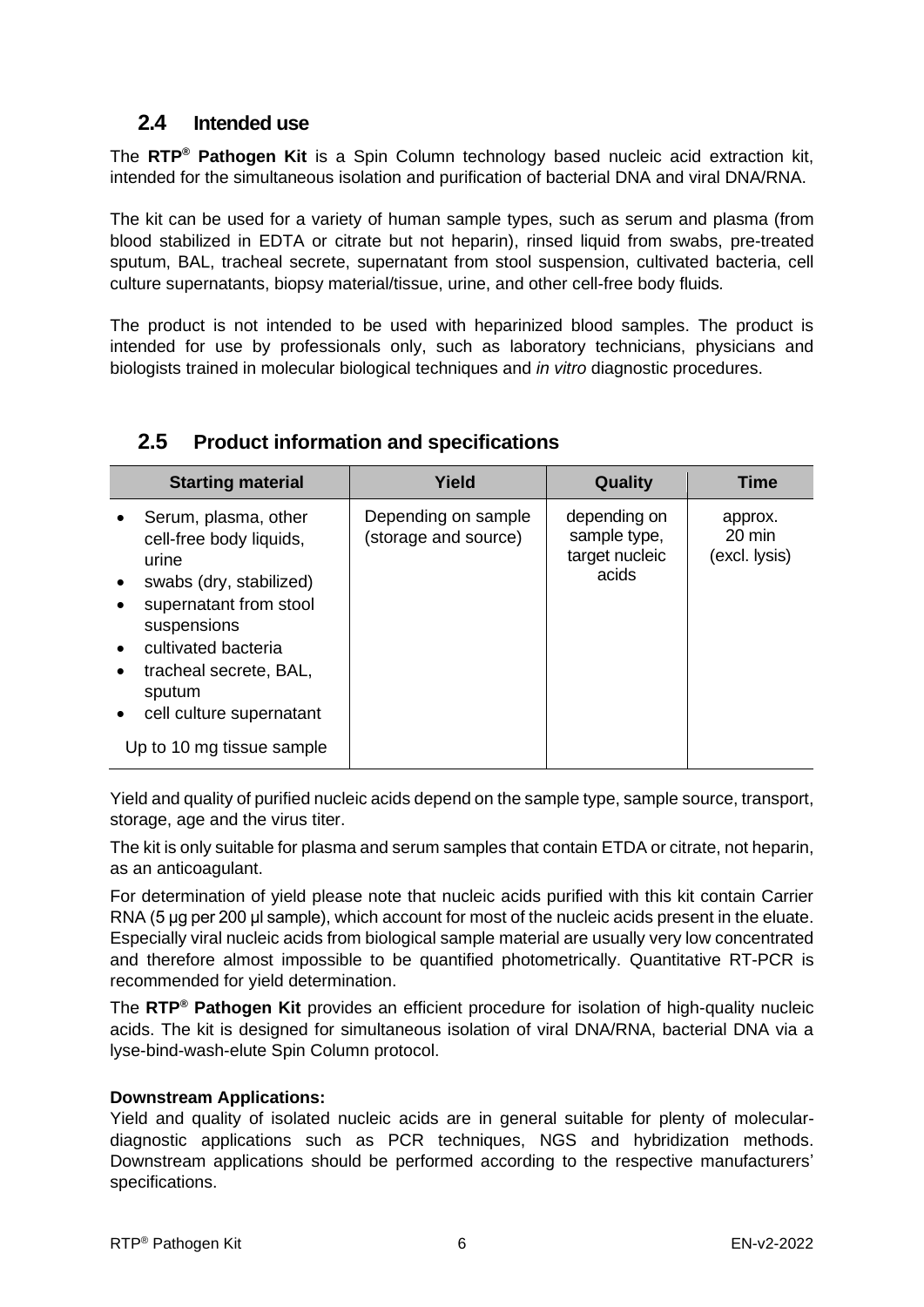## 2.4 Intended use

The **RTP® Pathogen Kit** is a Spin Column technology based nucleic acid extraction kit, intended for the simultaneous isolation and purification of bacterial DNA and viral DNA/RNA.

The kit can be used for a variety of human sample types, such as serum and plasma (from blood stabilized in EDTA or citrate but not heparin), rinsed liquid from swabs, pre-treated sputum, BAL, tracheal secrete, supernatant from stool suspension, cultivated bacteria, cell culture supernatants, biopsy material/tissue, urine, and other cell-free body fluids.

The product is not intended to be used with heparinized blood samples. The product is intended for use by professionals only, such as laboratory technicians, physicians and biologists trained in molecular biological techniques and *in vitro* diagnostic procedures.

## 2.5 Product information and specifications

| Starting material | Yield | Quality | Time |
|---|---|---|---|
| • Serum, plasma, other cell-free body liquids, urine<br>• swabs (dry, stabilized)<br>• supernatant from stool suspensions<br>• cultivated bacteria<br>• tracheal secrete, BAL, sputum<br>• cell culture supernatant<br><br>Up to 10 mg tissue sample | Depending on sample (storage and source) | depending on sample type, target nucleic acids | approx. 20 min (excl. lysis) |

Yield and quality of purified nucleic acids depend on the sample type, sample source, transport, storage, age and the virus titer.

The kit is only suitable for plasma and serum samples that contain ETDA or citrate, not heparin, as an anticoagulant.

For determination of yield please note that nucleic acids purified with this kit contain Carrier RNA (5 µg per 200 µl sample), which account for most of the nucleic acids present in the eluate. Especially viral nucleic acids from biological sample material are usually very low concentrated and therefore almost impossible to be quantified photometrically. Quantitative RT-PCR is recommended for yield determination.

The **RTP® Pathogen Kit** provides an efficient procedure for isolation of high-quality nucleic acids. The kit is designed for simultaneous isolation of viral DNA/RNA, bacterial DNA via a lyse-bind-wash-elute Spin Column protocol.

**Downstream Applications:**
Yield and quality of isolated nucleic acids are in general suitable for plenty of molecular-diagnostic applications such as PCR techniques, NGS and hybridization methods. Downstream applications should be performed according to the respective manufacturers' specifications.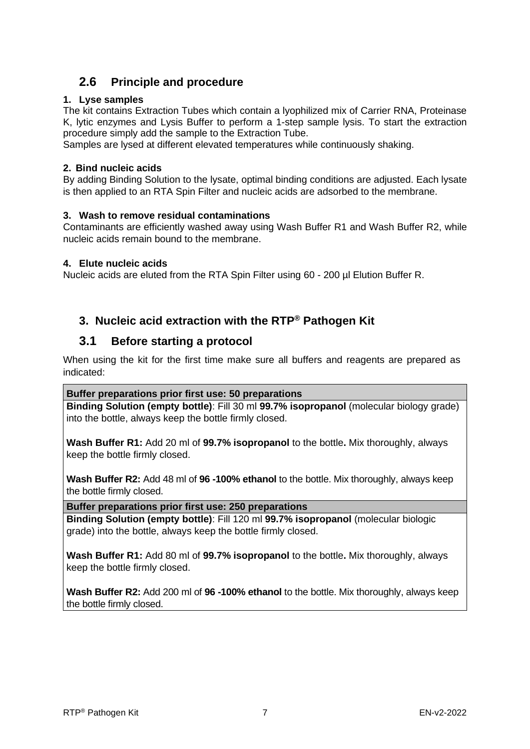## 2.6 Principle and procedure

**1. Lyse samples**

The kit contains Extraction Tubes which contain a lyophilized mix of Carrier RNA, Proteinase K, lytic enzymes and Lysis Buffer to perform a 1-step sample lysis. To start the extraction procedure simply add the sample to the Extraction Tube.

Samples are lysed at different elevated temperatures while continuously shaking.

**2. Bind nucleic acids**

By adding Binding Solution to the lysate, optimal binding conditions are adjusted. Each lysate is then applied to an RTA Spin Filter and nucleic acids are adsorbed to the membrane.

**3. Wash to remove residual contaminations**

Contaminants are efficiently washed away using Wash Buffer R1 and Wash Buffer R2, while nucleic acids remain bound to the membrane.

**4. Elute nucleic acids**

Nucleic acids are eluted from the RTA Spin Filter using 60 - 200 µl Elution Buffer R.

# 3. Nucleic acid extraction with the RTP® Pathogen Kit

## 3.1 Before starting a protocol

When using the kit for the first time make sure all buffers and reagents are prepared as indicated:

| **Buffer preparations prior first use: 50 preparations** |
|---|
| **Binding Solution (empty bottle)**: Fill 30 ml **99.7% isopropanol** (molecular biology grade) into the bottle, always keep the bottle firmly closed.<br><br>**Wash Buffer R1:** Add 20 ml of **99.7% isopropanol** to the bottle**.** Mix thoroughly, always keep the bottle firmly closed.<br><br>**Wash Buffer R2:** Add 48 ml of **96 -100% ethanol** to the bottle. Mix thoroughly, always keep the bottle firmly closed. |
| **Buffer preparations prior first use: 250 preparations** |
| **Binding Solution (empty bottle)**: Fill 120 ml **99.7% isopropanol** (molecular biologic grade) into the bottle, always keep the bottle firmly closed.<br><br>**Wash Buffer R1:** Add 80 ml of **99.7% isopropanol** to the bottle**.** Mix thoroughly, always keep the bottle firmly closed.<br><br>**Wash Buffer R2:** Add 200 ml of **96 -100% ethanol** to the bottle. Mix thoroughly, always keep the bottle firmly closed. |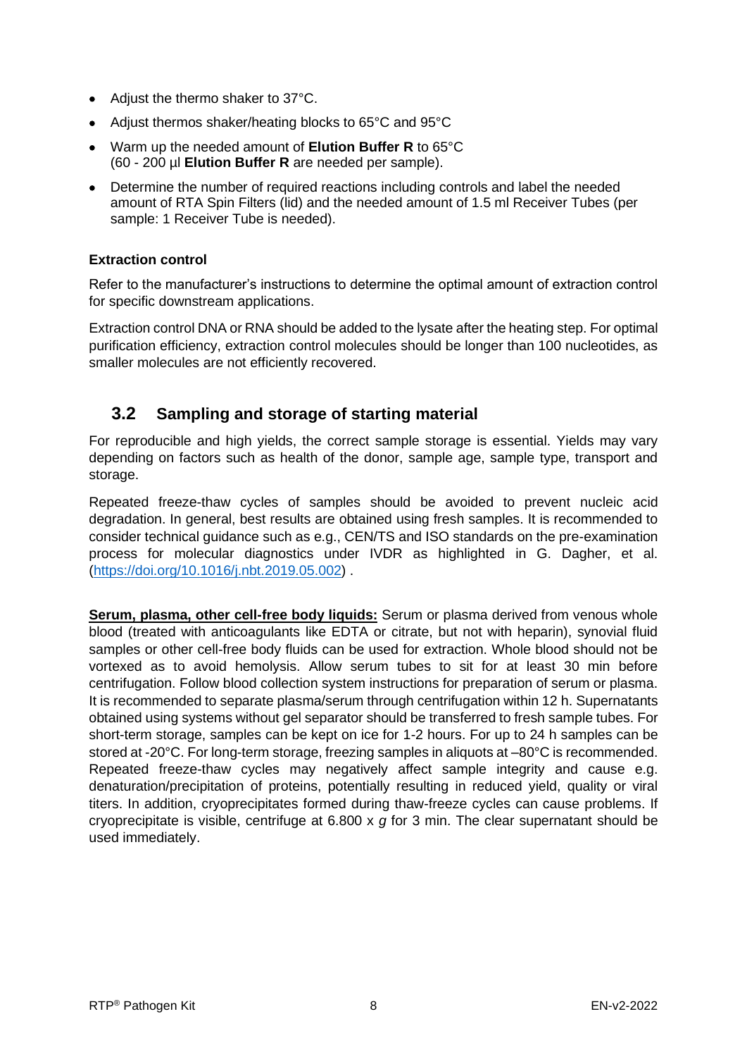- Adjust the thermo shaker to 37°C.
- Adjust thermos shaker/heating blocks to 65°C and 95°C
- Warm up the needed amount of **Elution Buffer R** to 65°C (60 - 200 µl **Elution Buffer R** are needed per sample).
- Determine the number of required reactions including controls and label the needed amount of RTA Spin Filters (lid) and the needed amount of 1.5 ml Receiver Tubes (per sample: 1 Receiver Tube is needed).

**Extraction control**

Refer to the manufacturer's instructions to determine the optimal amount of extraction control for specific downstream applications.

Extraction control DNA or RNA should be added to the lysate after the heating step. For optimal purification efficiency, extraction control molecules should be longer than 100 nucleotides, as smaller molecules are not efficiently recovered.

## 3.2 Sampling and storage of starting material

For reproducible and high yields, the correct sample storage is essential. Yields may vary depending on factors such as health of the donor, sample age, sample type, transport and storage.

Repeated freeze-thaw cycles of samples should be avoided to prevent nucleic acid degradation. In general, best results are obtained using fresh samples. It is recommended to consider technical guidance such as e.g., CEN/TS and ISO standards on the pre-examination process for molecular diagnostics under IVDR as highlighted in G. Dagher, et al. (https://doi.org/10.1016/j.nbt.2019.05.002) .

**Serum, plasma, other cell-free body liquids:** Serum or plasma derived from venous whole blood (treated with anticoagulants like EDTA or citrate, but not with heparin), synovial fluid samples or other cell-free body fluids can be used for extraction. Whole blood should not be vortexed as to avoid hemolysis. Allow serum tubes to sit for at least 30 min before centrifugation. Follow blood collection system instructions for preparation of serum or plasma. It is recommended to separate plasma/serum through centrifugation within 12 h. Supernatants obtained using systems without gel separator should be transferred to fresh sample tubes. For short-term storage, samples can be kept on ice for 1-2 hours. For up to 24 h samples can be stored at -20°C. For long-term storage, freezing samples in aliquots at –80°C is recommended. Repeated freeze-thaw cycles may negatively affect sample integrity and cause e.g. denaturation/precipitation of proteins, potentially resulting in reduced yield, quality or viral titers. In addition, cryoprecipitates formed during thaw-freeze cycles can cause problems. If cryoprecipitate is visible, centrifuge at 6.800 x *g* for 3 min. The clear supernatant should be used immediately.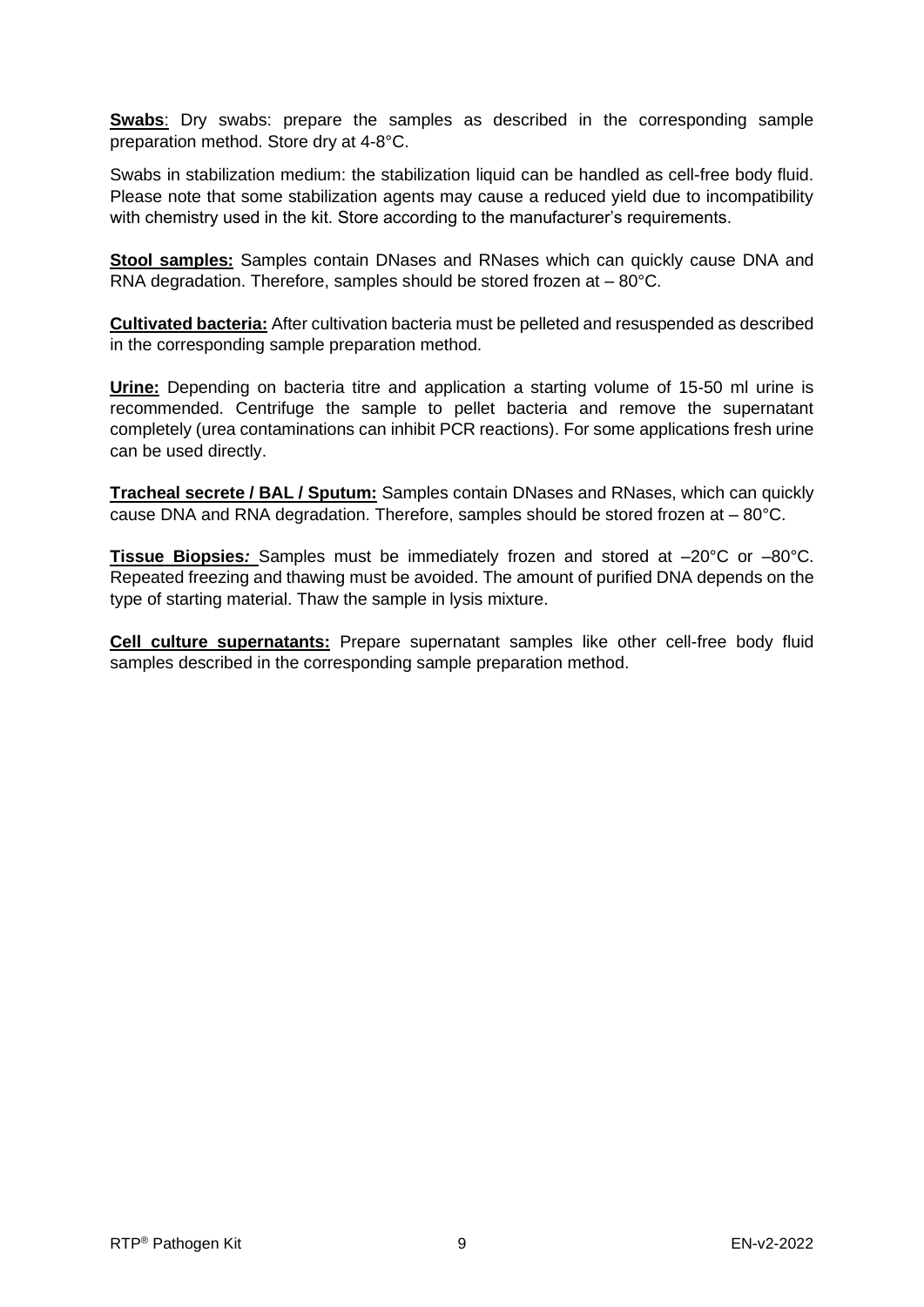**Swabs**: Dry swabs: prepare the samples as described in the corresponding sample preparation method. Store dry at 4-8°C.

Swabs in stabilization medium: the stabilization liquid can be handled as cell-free body fluid. Please note that some stabilization agents may cause a reduced yield due to incompatibility with chemistry used in the kit. Store according to the manufacturer's requirements.

**Stool samples:** Samples contain DNases and RNases which can quickly cause DNA and RNA degradation. Therefore, samples should be stored frozen at – 80°C.

**Cultivated bacteria:** After cultivation bacteria must be pelleted and resuspended as described in the corresponding sample preparation method.

**Urine:** Depending on bacteria titre and application a starting volume of 15-50 ml urine is recommended. Centrifuge the sample to pellet bacteria and remove the supernatant completely (urea contaminations can inhibit PCR reactions). For some applications fresh urine can be used directly.

**Tracheal secrete / BAL / Sputum:** Samples contain DNases and RNases, which can quickly cause DNA and RNA degradation. Therefore, samples should be stored frozen at – 80°C.

**Tissue Biopsies:** Samples must be immediately frozen and stored at –20°C or –80°C. Repeated freezing and thawing must be avoided. The amount of purified DNA depends on the type of starting material. Thaw the sample in lysis mixture.

**Cell culture supernatants:** Prepare supernatant samples like other cell-free body fluid samples described in the corresponding sample preparation method.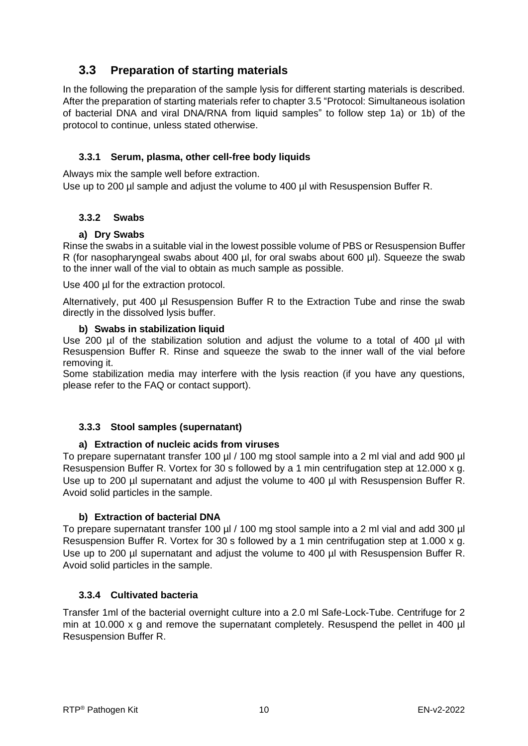## 3.3 Preparation of starting materials

In the following the preparation of the sample lysis for different starting materials is described. After the preparation of starting materials refer to chapter 3.5 “Protocol: Simultaneous isolation of bacterial DNA and viral DNA/RNA from liquid samples” to follow step 1a) or 1b) of the protocol to continue, unless stated otherwise.

### 3.3.1 Serum, plasma, other cell-free body liquids

Always mix the sample well before extraction.
Use up to 200 µl sample and adjust the volume to 400 µl with Resuspension Buffer R.

### 3.3.2 Swabs

**a) Dry Swabs**

Rinse the swabs in a suitable vial in the lowest possible volume of PBS or Resuspension Buffer R (for nasopharyngeal swabs about 400 µl, for oral swabs about 600 µl). Squeeze the swab to the inner wall of the vial to obtain as much sample as possible.

Use 400 µl for the extraction protocol.

Alternatively, put 400 µl Resuspension Buffer R to the Extraction Tube and rinse the swab directly in the dissolved lysis buffer.

**b) Swabs in stabilization liquid**

Use 200 µl of the stabilization solution and adjust the volume to a total of 400 µl with Resuspension Buffer R. Rinse and squeeze the swab to the inner wall of the vial before removing it.
Some stabilization media may interfere with the lysis reaction (if you have any questions, please refer to the FAQ or contact support).

### 3.3.3 Stool samples (supernatant)

**a) Extraction of nucleic acids from viruses**

To prepare supernatant transfer 100 µl / 100 mg stool sample into a 2 ml vial and add 900 µl Resuspension Buffer R. Vortex for 30 s followed by a 1 min centrifugation step at 12.000 x g. Use up to 200 µl supernatant and adjust the volume to 400 µl with Resuspension Buffer R. Avoid solid particles in the sample.

**b) Extraction of bacterial DNA**

To prepare supernatant transfer 100 µl / 100 mg stool sample into a 2 ml vial and add 300 µl Resuspension Buffer R. Vortex for 30 s followed by a 1 min centrifugation step at 1.000 x g. Use up to 200 µl supernatant and adjust the volume to 400 µl with Resuspension Buffer R. Avoid solid particles in the sample.

### 3.3.4 Cultivated bacteria

Transfer 1ml of the bacterial overnight culture into a 2.0 ml Safe-Lock-Tube. Centrifuge for 2 min at 10.000 x g and remove the supernatant completely. Resuspend the pellet in 400 µl Resuspension Buffer R.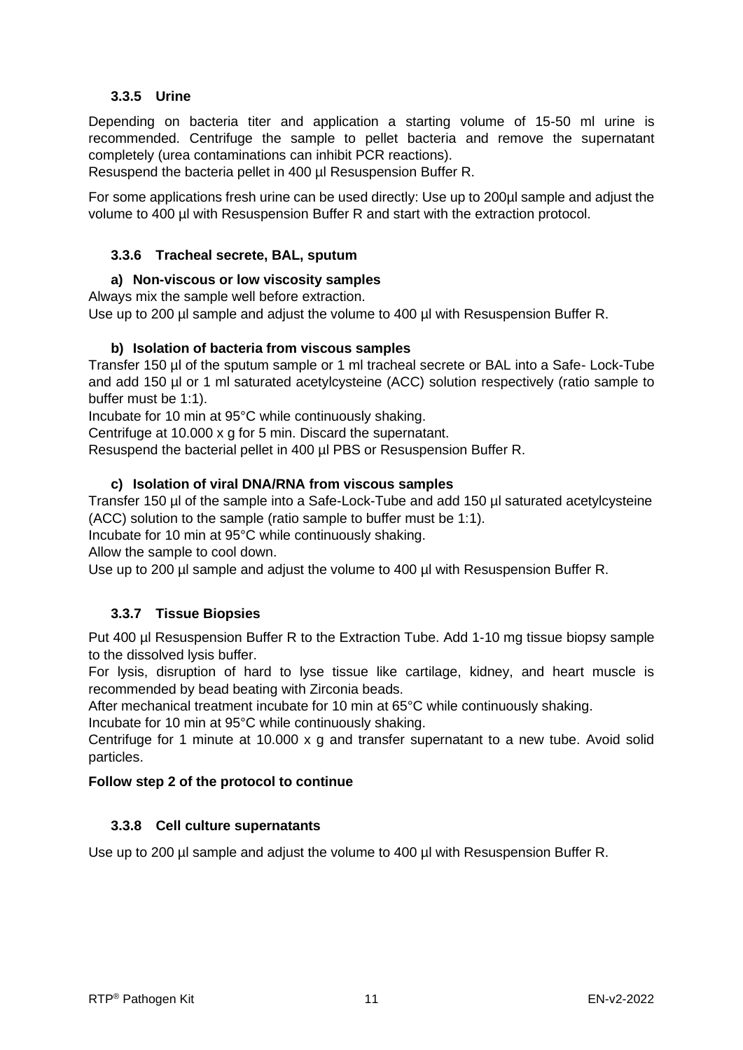### 3.3.5 Urine

Depending on bacteria titer and application a starting volume of 15-50 ml urine is recommended. Centrifuge the sample to pellet bacteria and remove the supernatant completely (urea contaminations can inhibit PCR reactions).
Resuspend the bacteria pellet in 400 µl Resuspension Buffer R.

For some applications fresh urine can be used directly: Use up to 200µl sample and adjust the volume to 400 µl with Resuspension Buffer R and start with the extraction protocol.

### 3.3.6 Tracheal secrete, BAL, sputum

**a) Non-viscous or low viscosity samples**

Always mix the sample well before extraction.
Use up to 200 µl sample and adjust the volume to 400 µl with Resuspension Buffer R.

**b) Isolation of bacteria from viscous samples**

Transfer 150 µl of the sputum sample or 1 ml tracheal secrete or BAL into a Safe- Lock-Tube and add 150 µl or 1 ml saturated acetylcysteine (ACC) solution respectively (ratio sample to buffer must be 1:1).
Incubate for 10 min at 95°C while continuously shaking.
Centrifuge at 10.000 x g for 5 min. Discard the supernatant.
Resuspend the bacterial pellet in 400 µl PBS or Resuspension Buffer R.

**c) Isolation of viral DNA/RNA from viscous samples**

Transfer 150 µl of the sample into a Safe-Lock-Tube and add 150 µl saturated acetylcysteine (ACC) solution to the sample (ratio sample to buffer must be 1:1).
Incubate for 10 min at 95°C while continuously shaking.
Allow the sample to cool down.
Use up to 200 µl sample and adjust the volume to 400 µl with Resuspension Buffer R.

### 3.3.7 Tissue Biopsies

Put 400 µl Resuspension Buffer R to the Extraction Tube. Add 1-10 mg tissue biopsy sample to the dissolved lysis buffer.
For lysis, disruption of hard to lyse tissue like cartilage, kidney, and heart muscle is recommended by bead beating with Zirconia beads.
After mechanical treatment incubate for 10 min at 65°C while continuously shaking.
Incubate for 10 min at 95°C while continuously shaking.
Centrifuge for 1 minute at 10.000 x g and transfer supernatant to a new tube. Avoid solid particles.

**Follow step 2 of the protocol to continue**

### 3.3.8 Cell culture supernatants

Use up to 200 µl sample and adjust the volume to 400 µl with Resuspension Buffer R.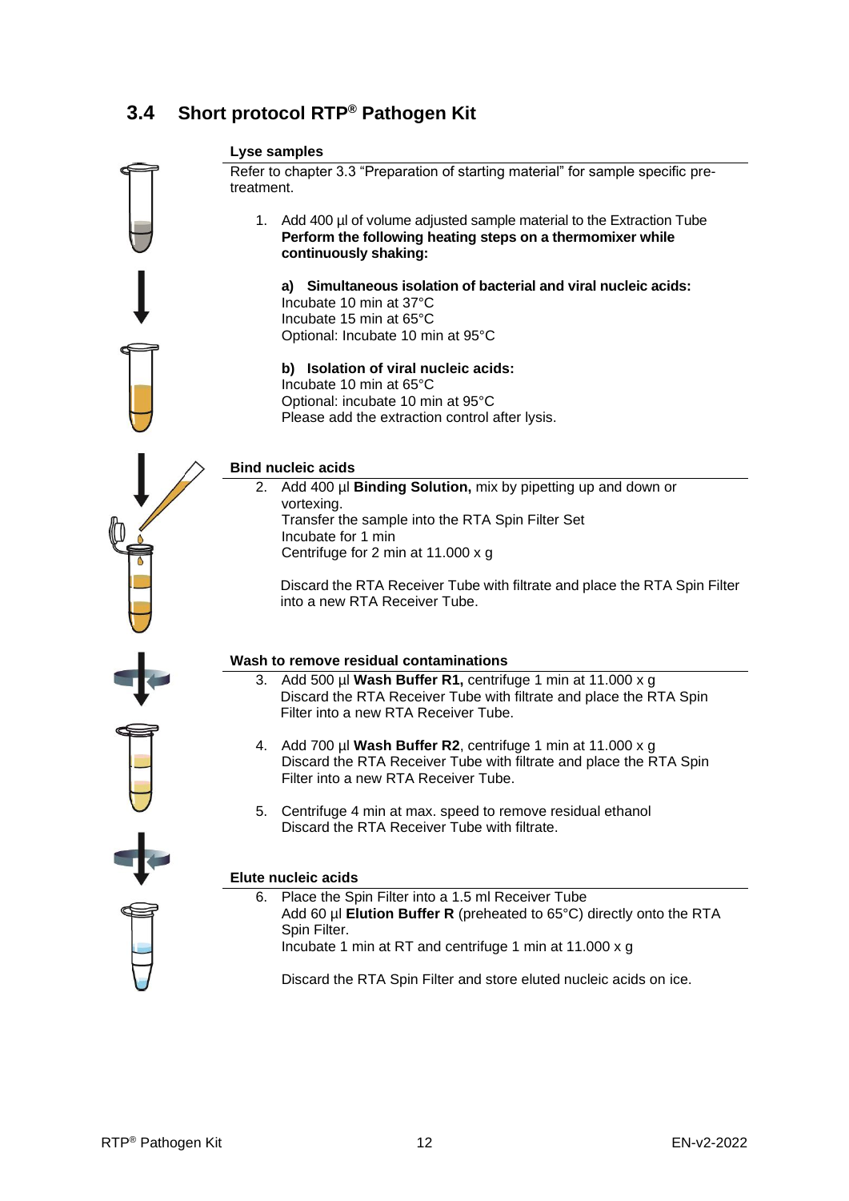## 3.4 Short protocol RTP® Pathogen Kit

**Lyse samples**

Refer to chapter 3.3 “Preparation of starting material” for sample specific pre-treatment.

1. Add 400 µl of volume adjusted sample material to the Extraction Tube
   **Perform the following heating steps on a thermomixer while continuously shaking:**

   **a) Simultaneous isolation of bacterial and viral nucleic acids:**
   Incubate 10 min at 37°C
   Incubate 15 min at 65°C
   Optional: Incubate 10 min at 95°C

   **b) Isolation of viral nucleic acids:**
   Incubate 10 min at 65°C
   Optional: incubate 10 min at 95°C
   Please add the extraction control after lysis.

**Bind nucleic acids**

2. Add 400 µl **Binding Solution,** mix by pipetting up and down or vortexing.
   Transfer the sample into the RTA Spin Filter Set
   Incubate for 1 min
   Centrifuge for 2 min at 11.000 x g

   Discard the RTA Receiver Tube with filtrate and place the RTA Spin Filter into a new RTA Receiver Tube.

**Wash to remove residual contaminations**

3. Add 500 µl **Wash Buffer R1,** centrifuge 1 min at 11.000 x g
   Discard the RTA Receiver Tube with filtrate and place the RTA Spin Filter into a new RTA Receiver Tube.

4. Add 700 µl **Wash Buffer R2**, centrifuge 1 min at 11.000 x g
   Discard the RTA Receiver Tube with filtrate and place the RTA Spin Filter into a new RTA Receiver Tube.

5. Centrifuge 4 min at max. speed to remove residual ethanol
   Discard the RTA Receiver Tube with filtrate.

**Elute nucleic acids**

6. Place the Spin Filter into a 1.5 ml Receiver Tube
   Add 60 µl **Elution Buffer R** (preheated to 65°C) directly onto the RTA Spin Filter.
   Incubate 1 min at RT and centrifuge 1 min at 11.000 x g

   Discard the RTA Spin Filter and store eluted nucleic acids on ice.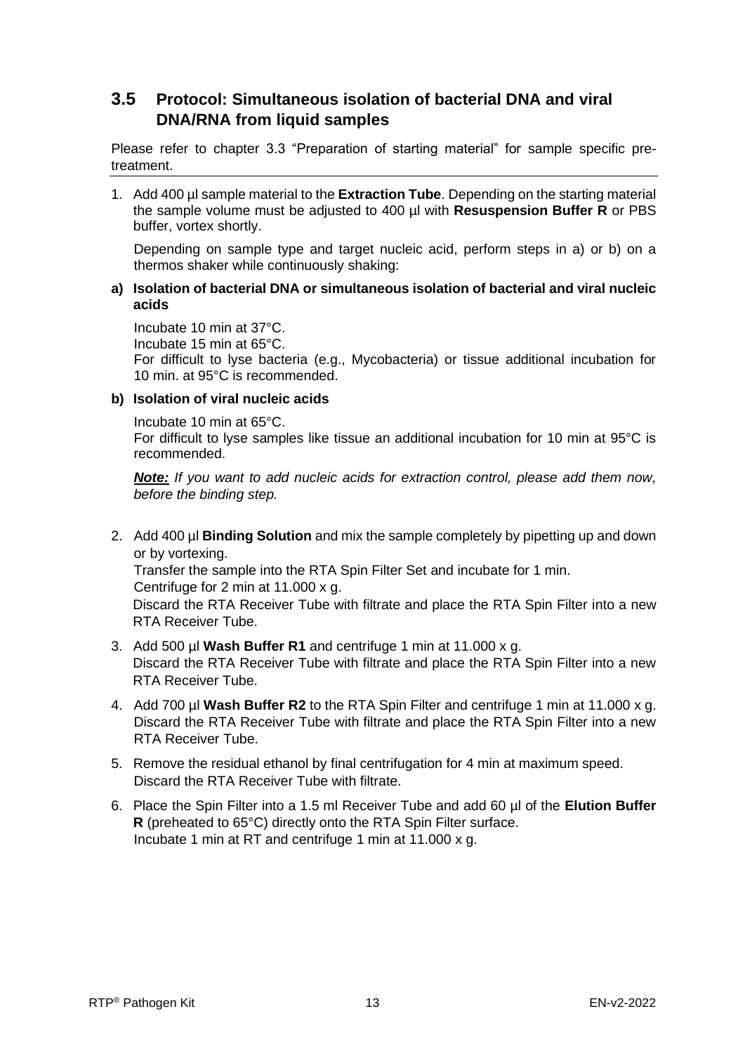## 3.5 Protocol: Simultaneous isolation of bacterial DNA and viral DNA/RNA from liquid samples

Please refer to chapter 3.3 "Preparation of starting material" for sample specific pre-treatment.

---

1. Add 400 µl sample material to the **Extraction Tube**. Depending on the starting material the sample volume must be adjusted to 400 µl with **Resuspension Buffer R** or PBS buffer, vortex shortly.

   Depending on sample type and target nucleic acid, perform steps in a) or b) on a thermos shaker while continuously shaking:

   **a) Isolation of bacterial DNA or simultaneous isolation of bacterial and viral nucleic acids**

   Incubate 10 min at 37°C.
   Incubate 15 min at 65°C.
   For difficult to lyse bacteria (e.g., Mycobacteria) or tissue additional incubation for 10 min. at 95°C is recommended.

   **b) Isolation of viral nucleic acids**

   Incubate 10 min at 65°C.
   For difficult to lyse samples like tissue an additional incubation for 10 min at 95°C is recommended.

   ***Note:*** *If you want to add nucleic acids for extraction control, please add them now, before the binding step.*

2. Add 400 µl **Binding Solution** and mix the sample completely by pipetting up and down or by vortexing.
   Transfer the sample into the RTA Spin Filter Set and incubate for 1 min.
   Centrifuge for 2 min at 11.000 x g.
   Discard the RTA Receiver Tube with filtrate and place the RTA Spin Filter into a new RTA Receiver Tube.

3. Add 500 µl **Wash Buffer R1** and centrifuge 1 min at 11.000 x g.
   Discard the RTA Receiver Tube with filtrate and place the RTA Spin Filter into a new RTA Receiver Tube.

4. Add 700 µl **Wash Buffer R2** to the RTA Spin Filter and centrifuge 1 min at 11.000 x g.
   Discard the RTA Receiver Tube with filtrate and place the RTA Spin Filter into a new RTA Receiver Tube.

5. Remove the residual ethanol by final centrifugation for 4 min at maximum speed.
   Discard the RTA Receiver Tube with filtrate.

6. Place the Spin Filter into a 1.5 ml Receiver Tube and add 60 µl of the **Elution Buffer R** (preheated to 65°C) directly onto the RTA Spin Filter surface.
   Incubate 1 min at RT and centrifuge 1 min at 11.000 x g.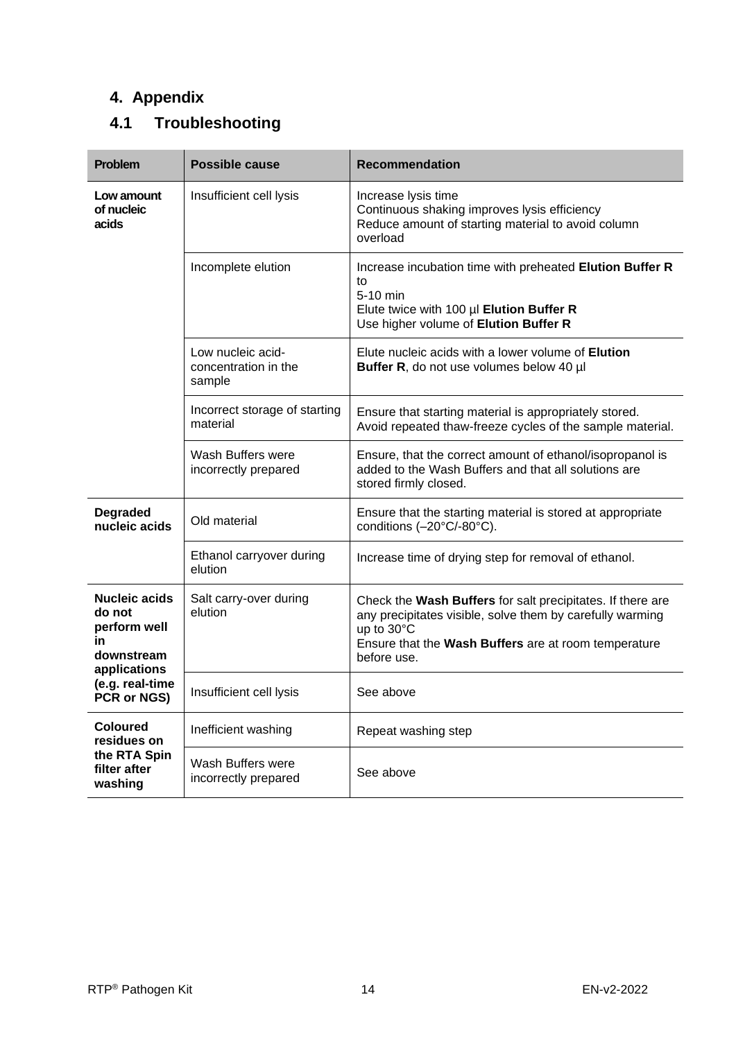# 4. Appendix

## 4.1 Troubleshooting

| Problem | Possible cause | Recommendation |
|---|---|---|
| **Low amount of nucleic acids** | Insufficient cell lysis | Increase lysis time<br>Continuous shaking improves lysis efficiency<br>Reduce amount of starting material to avoid column overload |
| | Incomplete elution | Increase incubation time with preheated **Elution Buffer R** to 5-10 min<br>Elute twice with 100 µl **Elution Buffer R**<br>Use higher volume of **Elution Buffer R** |
| | Low nucleic acid-concentration in the sample | Elute nucleic acids with a lower volume of **Elution Buffer R**, do not use volumes below 40 µl |
| | Incorrect storage of starting material | Ensure that starting material is appropriately stored.<br>Avoid repeated thaw-freeze cycles of the sample material. |
| | Wash Buffers were incorrectly prepared | Ensure, that the correct amount of ethanol/isopropanol is added to the Wash Buffers and that all solutions are stored firmly closed. |
| **Degraded nucleic acids** | Old material | Ensure that the starting material is stored at appropriate conditions (–20°C/-80°C). |
| | Ethanol carryover during elution | Increase time of drying step for removal of ethanol. |
| **Nucleic acids do not perform well in downstream applications (e.g. real-time PCR or NGS)** | Salt carry-over during elution | Check the **Wash Buffers** for salt precipitates. If there are any precipitates visible, solve them by carefully warming up to 30°C<br>Ensure that the **Wash Buffers** are at room temperature before use. |
| | Insufficient cell lysis | See above |
| **Coloured residues on the RTA Spin filter after washing** | Inefficient washing | Repeat washing step |
| | Wash Buffers were incorrectly prepared | See above |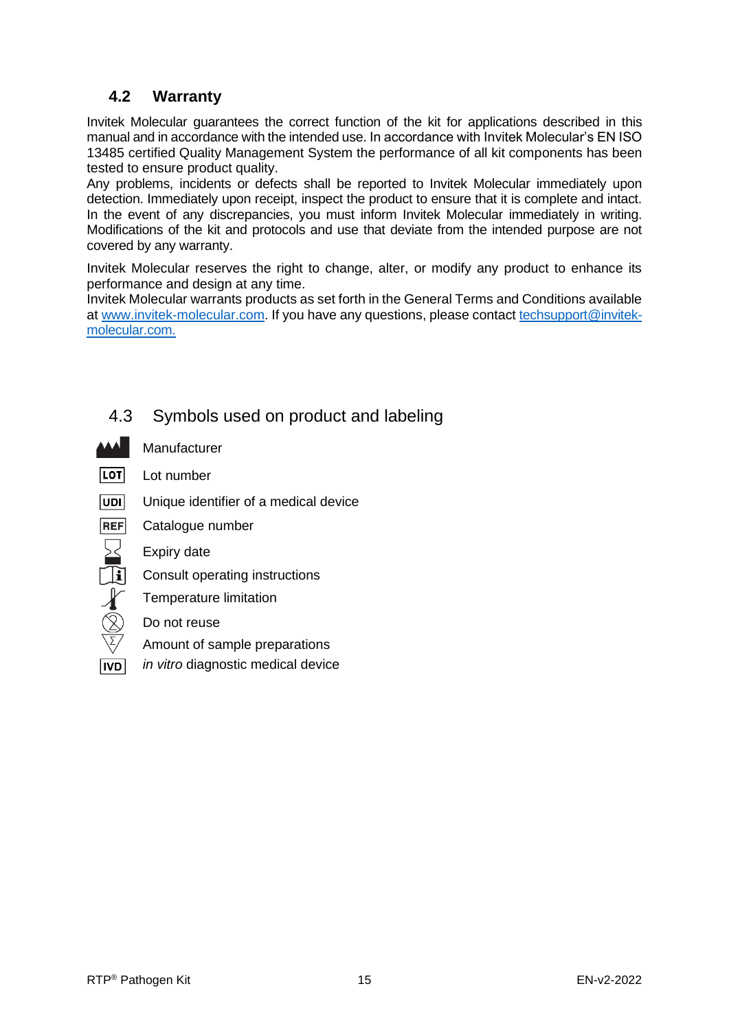## 4.2 Warranty

Invitek Molecular guarantees the correct function of the kit for applications described in this manual and in accordance with the intended use. In accordance with Invitek Molecular's EN ISO 13485 certified Quality Management System the performance of all kit components has been tested to ensure product quality.

Any problems, incidents or defects shall be reported to Invitek Molecular immediately upon detection. Immediately upon receipt, inspect the product to ensure that it is complete and intact. In the event of any discrepancies, you must inform Invitek Molecular immediately in writing. Modifications of the kit and protocols and use that deviate from the intended purpose are not covered by any warranty.

Invitek Molecular reserves the right to change, alter, or modify any product to enhance its performance and design at any time.

Invitek Molecular warrants products as set forth in the General Terms and Conditions available at www.invitek-molecular.com. If you have any questions, please contact techsupport@invitek-molecular.com.

## 4.3 Symbols used on product and labeling

| Symbol | Meaning |
|---|---|
| (factory symbol) | Manufacturer |
| LOT | Lot number |
| UDI | Unique identifier of a medical device |
| REF | Catalogue number |
| (hourglass symbol) | Expiry date |
| (book with i symbol) | Consult operating instructions |
| (thermometer symbol) | Temperature limitation |
| (crossed-out 2 symbol) | Do not reuse |
| (Σ symbol) | Amount of sample preparations |
| IVD | *in vitro* diagnostic medical device |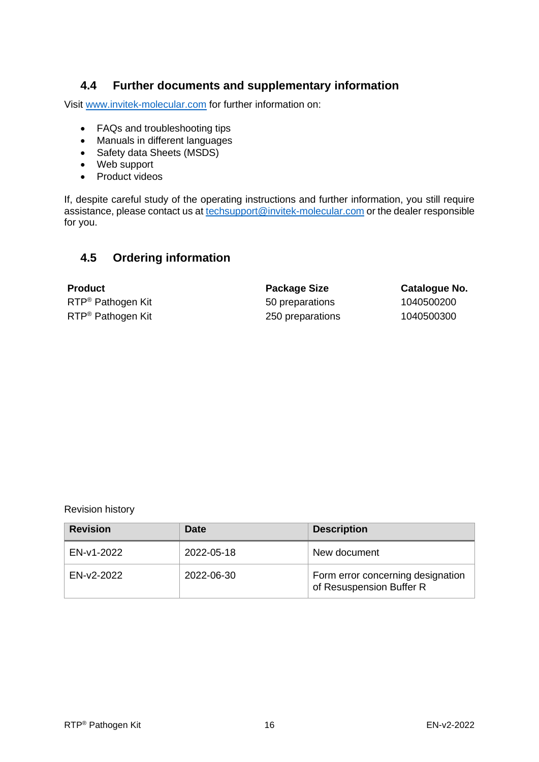## 4.4 Further documents and supplementary information

Visit www.invitek-molecular.com for further information on:

- FAQs and troubleshooting tips
- Manuals in different languages
- Safety data Sheets (MSDS)
- Web support
- Product videos

If, despite careful study of the operating instructions and further information, you still require assistance, please contact us at techsupport@invitek-molecular.com or the dealer responsible for you.

## 4.5 Ordering information

| **Product** | **Package Size** | **Catalogue No.** |
|---|---|---|
| RTP® Pathogen Kit | 50 preparations | 1040500200 |
| RTP® Pathogen Kit | 250 preparations | 1040500300 |

Revision history

| Revision | Date | Description |
|---|---|---|
| EN-v1-2022 | 2022-05-18 | New document |
| EN-v2-2022 | 2022-06-30 | Form error concerning designation of Resuspension Buffer R |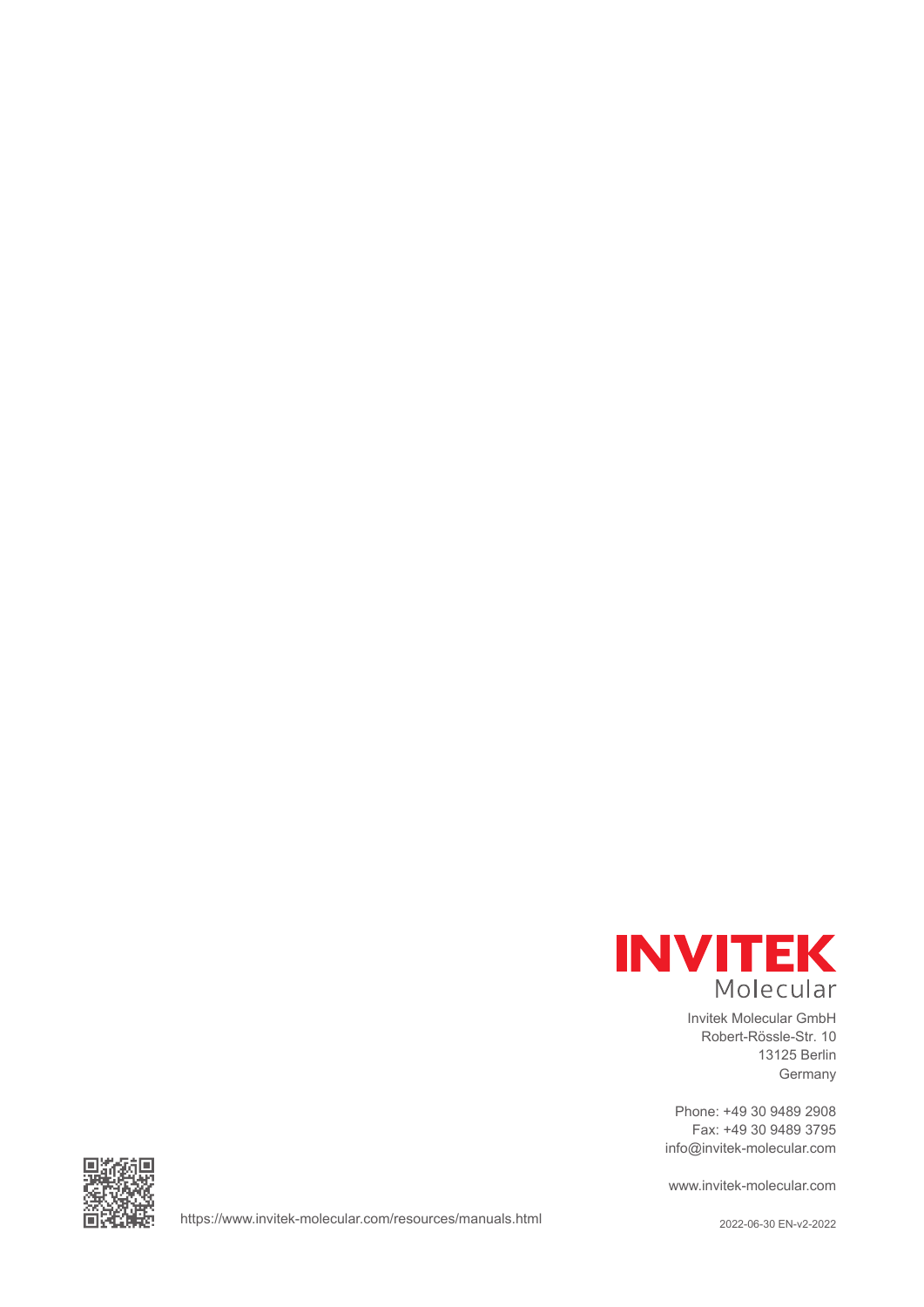INVITEK
Molecular

Invitek Molecular GmbH
Robert-Rössle-Str. 10
13125 Berlin
Germany

Phone: +49 30 9489 2908
Fax: +49 30 9489 3795
info@invitek-molecular.com

www.invitek-molecular.com

https://www.invitek-molecular.com/resources/manuals.html

2022-06-30 EN-v2-2022